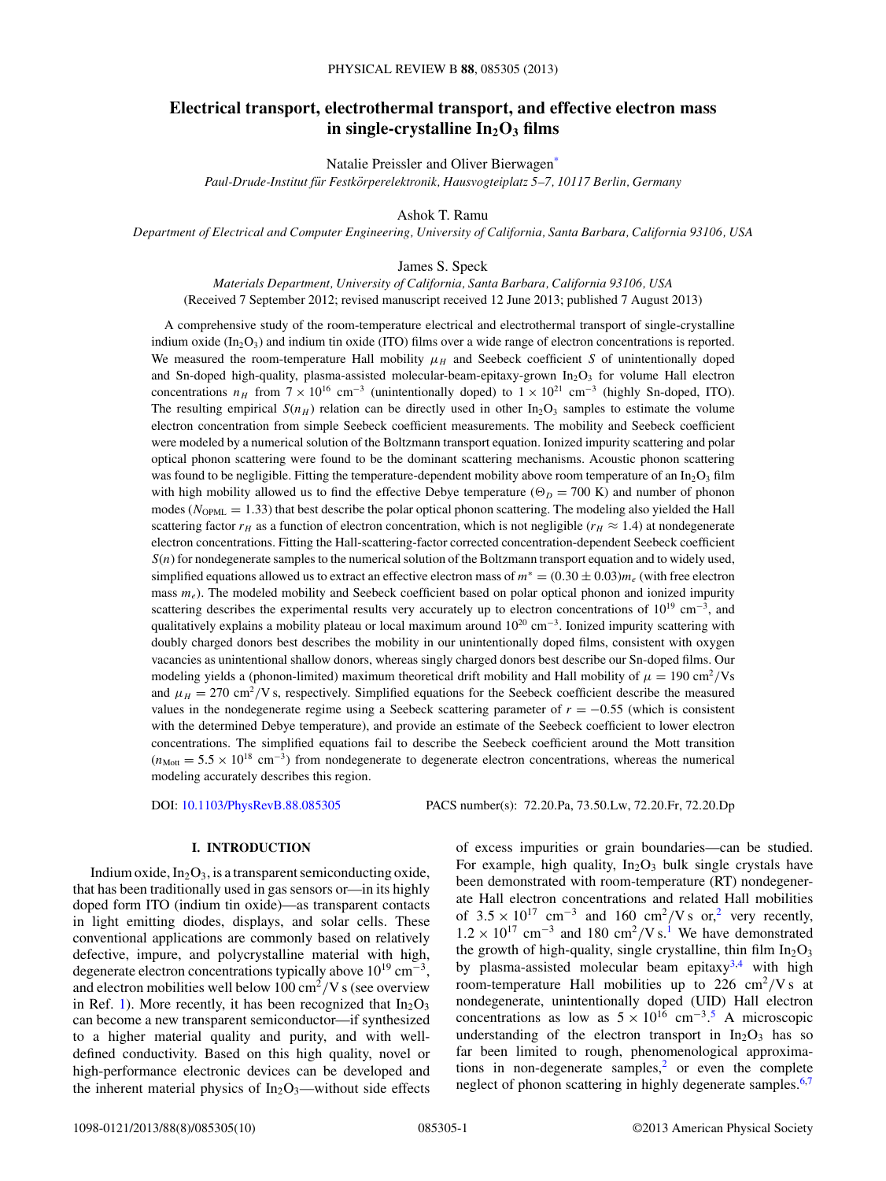# Electrical transport, electrothermal transport, and effective electron mass in single-crystalline $In_2O_3$ films

Natalie Preissler and Oliver Bierwagen[*]

*Paul-Drude-Institut für Festkörperelektronik, Hausvogteiplatz 5–7, 10117 Berlin, Germany*

Ashok T. Ramu

*Department of Electrical and Computer Engineering, University of California, Santa Barbara, California 93106, USA*

James S. Speck

*Materials Department, University of California, Santa Barbara, California 93106, USA*

(Received 7 September 2012; revised manuscript received 12 June 2013; published 7 August 2013)

A comprehensive study of the room-temperature electrical and electrothermal transport of single-crystalline indium oxide ($In_2O_3$) and indium tin oxide (ITO) films over a wide range of electron concentrations is reported. We measured the room-temperature Hall mobility $\mu_H$ and Seebeck coefficient $S$ of unintentionally doped and Sn-doped high-quality, plasma-assisted molecular-beam-epitaxy-grown $In_2O_3$ for volume Hall electron concentrations $n_H$ from $7 \times 10^{16}$ cm$^{-3}$ (unintentionally doped) to $1 \times 10^{21}$ cm$^{-3}$ (highly Sn-doped, ITO). The resulting empirical $S(n_H)$ relation can be directly used in other $In_2O_3$ samples to estimate the volume electron concentration from simple Seebeck coefficient measurements. The mobility and Seebeck coefficient were modeled by a numerical solution of the Boltzmann transport equation. Ionized impurity scattering and polar optical phonon scattering were found to be the dominant scattering mechanisms. Acoustic phonon scattering was found to be negligible. Fitting the temperature-dependent mobility above room temperature of an $In_2O_3$ film with high mobility allowed us to find the effective Debye temperature ($\Theta_D = 700$ K) and number of phonon modes ($N_{\mathrm{OPML}} = 1.33$) that best describe the polar optical phonon scattering. The modeling also yielded the Hall scattering factor $r_H$ as a function of electron concentration, which is not negligible ($r_H \approx 1.4$) at nondegenerate electron concentrations. Fitting the Hall-scattering-factor corrected concentration-dependent Seebeck coefficient $S(n)$ for nondegenerate samples to the numerical solution of the Boltzmann transport equation and to widely used, simplified equations allowed us to extract an effective electron mass of $m^* = (0.30 \pm 0.03)m_e$ (with free electron mass $m_e$). The modeled mobility and Seebeck coefficient based on polar optical phonon and ionized impurity scattering describes the experimental results very accurately up to electron concentrations of $10^{19}$ cm$^{-3}$, and qualitatively explains a mobility plateau or local maximum around $10^{20}$ cm$^{-3}$. Ionized impurity scattering with doubly charged donors best describes the mobility in our unintentionally doped films, consistent with oxygen vacancies as unintentional shallow donors, whereas singly charged donors best describe our Sn-doped films. Our modeling yields a (phonon-limited) maximum theoretical drift mobility and Hall mobility of $\mu = 190$ cm$^2$/Vs and $\mu_H = 270$ cm$^2$/V s, respectively. Simplified equations for the Seebeck coefficient describe the measured values in the nondegenerate regime using a Seebeck scattering parameter of $r = -0.55$ (which is consistent with the determined Debye temperature), and provide an estimate of the Seebeck coefficient to lower electron concentrations. The simplified equations fail to describe the Seebeck coefficient around the Mott transition ($n_{\mathrm{Mott}} = 5.5 \times 10^{18}$ cm$^{-3}$) from nondegenerate to degenerate electron concentrations, whereas the numerical modeling accurately describes this region.

DOI: 10.1103/PhysRevB.88.085305 PACS number(s): 72.20.Pa, 73.50.Lw, 72.20.Fr, 72.20.Dp

## I. INTRODUCTION

Indium oxide, $In_2O_3$, is a transparent semiconducting oxide, that has been traditionally used in gas sensors or—in its highly doped form ITO (indium tin oxide)—as transparent contacts in light emitting diodes, displays, and solar cells. These conventional applications are commonly based on relatively defective, impure, and polycrystalline material with high, degenerate electron concentrations typically above $10^{19}$ cm$^{-3}$, and electron mobilities well below 100 cm$^2$/V s (see overview in Ref. 1). More recently, it has been recognized that $In_2O_3$ can become a new transparent semiconductor—if synthesized to a higher material quality and purity, and with well-defined conductivity. Based on this high quality, novel or high-performance electronic devices can be developed and the inherent material physics of $In_2O_3$—without side effects of excess impurities or grain boundaries—can be studied. For example, high quality, $In_2O_3$ bulk single crystals have been demonstrated with room-temperature (RT) nondegenerate Hall electron concentrations and related Hall mobilities of $3.5 \times 10^{17}$ cm$^{-3}$ and 160 cm$^2$/V s or,[2] very recently, $1.2 \times 10^{17}$ cm$^{-3}$ and 180 cm$^2$/V s.[1] We have demonstrated the growth of high-quality, single crystalline, thin film $In_2O_3$ by plasma-assisted molecular beam epitaxy[3,4] with high room-temperature Hall mobilities up to 226 cm$^2$/V s at nondegenerate, unintentionally doped (UID) Hall electron concentrations as low as $5 \times 10^{16}$ cm$^{-3}$.[5] A microscopic understanding of the electron transport in $In_2O_3$ has so far been limited to rough, phenomenological approximations in non-degenerate samples,[2] or even the complete neglect of phonon scattering in highly degenerate samples.[6,7]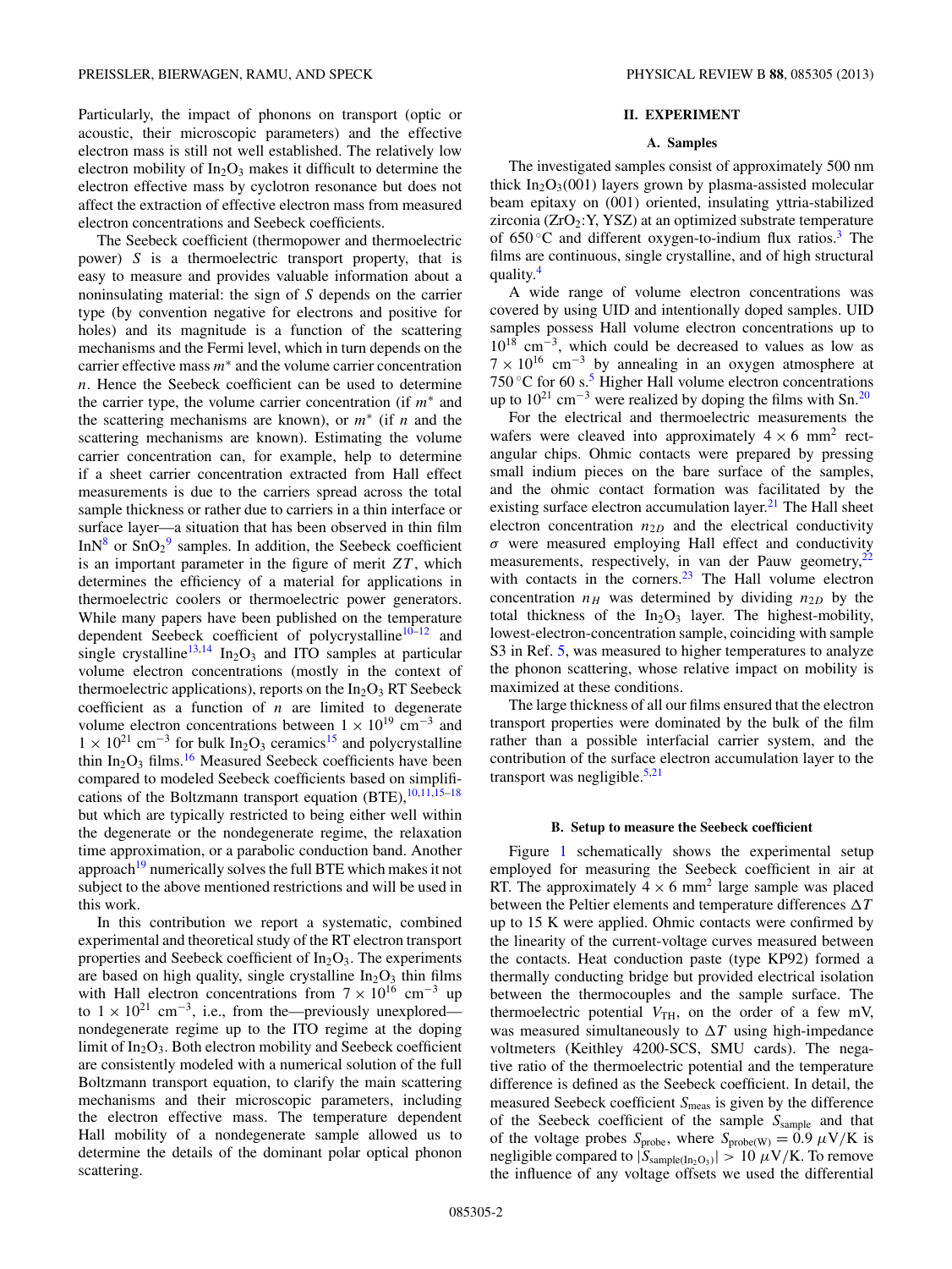Particularly, the impact of phonons on transport (optic or acoustic, their microscopic parameters) and the effective electron mass is still not well established. The relatively low electron mobility of $In_2O_3$ makes it difficult to determine the electron effective mass by cyclotron resonance but does not affect the extraction of effective electron mass from measured electron concentrations and Seebeck coefficients.

The Seebeck coefficient (thermopower and thermoelectric power) $S$ is a thermoelectric transport property, that is easy to measure and provides valuable information about a noninsulating material: the sign of $S$ depends on the carrier type (by convention negative for electrons and positive for holes) and its magnitude is a function of the scattering mechanisms and the Fermi level, which in turn depends on the carrier effective mass $m^*$ and the volume carrier concentration $n$. Hence the Seebeck coefficient can be used to determine the carrier type, the volume carrier concentration (if $m^*$ and the scattering mechanisms are known), or $m^*$ (if $n$ and the scattering mechanisms are known). Estimating the volume carrier concentration can, for example, help to determine if a sheet carrier concentration extracted from Hall effect measurements is due to the carriers spread across the total sample thickness or rather due to carriers in a thin interface or surface layer—a situation that has been observed in thin film InN[8] or $SnO_2$[9] samples. In addition, the Seebeck coefficient is an important parameter in the figure of merit $ZT$, which determines the efficiency of a material for applications in thermoelectric coolers or thermoelectric power generators. While many papers have been published on the temperature dependent Seebeck coefficient of polycrystalline[10–12] and single crystalline[13,14] $In_2O_3$ and ITO samples at particular volume electron concentrations (mostly in the context of thermoelectric applications), reports on the $In_2O_3$ RT Seebeck coefficient as a function of $n$ are limited to degenerate volume electron concentrations between $1 \times 10^{19}$ cm$^{-3}$ and $1 \times 10^{21}$ cm$^{-3}$ for bulk $In_2O_3$ ceramics[15] and polycrystalline thin $In_2O_3$ films.[16] Measured Seebeck coefficients have been compared to modeled Seebeck coefficients based on simplifications of the Boltzmann transport equation (BTE),[10,11,15–18] but which are typically restricted to being either well within the degenerate or the nondegenerate regime, the relaxation time approximation, or a parabolic conduction band. Another approach[19] numerically solves the full BTE which makes it not subject to the above mentioned restrictions and will be used in this work.

In this contribution we report a systematic, combined experimental and theoretical study of the RT electron transport properties and Seebeck coefficient of $In_2O_3$. The experiments are based on high quality, single crystalline $In_2O_3$ thin films with Hall electron concentrations from $7 \times 10^{16}$ cm$^{-3}$ up to $1 \times 10^{21}$ cm$^{-3}$, i.e., from the—previously unexplored—nondegenerate regime up to the ITO regime at the doping limit of $In_2O_3$. Both electron mobility and Seebeck coefficient are consistently modeled with a numerical solution of the full Boltzmann transport equation, to clarify the main scattering mechanisms and their microscopic parameters, including the electron effective mass. The temperature dependent Hall mobility of a nondegenerate sample allowed us to determine the details of the dominant polar optical phonon scattering.

## II. EXPERIMENT

### A. Samples

The investigated samples consist of approximately 500 nm thick $In_2O_3(001)$ layers grown by plasma-assisted molecular beam epitaxy on (001) oriented, insulating yttria-stabilized zirconia ($ZrO_2$:Y, YSZ) at an optimized substrate temperature of 650 °C and different oxygen-to-indium flux ratios.[3] The films are continuous, single crystalline, and of high structural quality.[4]

A wide range of volume electron concentrations was covered by using UID and intentionally doped samples. UID samples possess Hall volume electron concentrations up to $10^{18}$ cm$^{-3}$, which could be decreased to values as low as $7 \times 10^{16}$ cm$^{-3}$ by annealing in an oxygen atmosphere at 750 °C for 60 s.[5] Higher Hall volume electron concentrations up to $10^{21}$ cm$^{-3}$ were realized by doping the films with Sn.[20]

For the electrical and thermoelectric measurements the wafers were cleaved into approximately $4 \times 6$ mm$^2$ rectangular chips. Ohmic contacts were prepared by pressing small indium pieces on the bare surface of the samples, and the ohmic contact formation was facilitated by the existing surface electron accumulation layer.[21] The Hall sheet electron concentration $n_{2D}$ and the electrical conductivity $\sigma$ were measured employing Hall effect and conductivity measurements, respectively, in van der Pauw geometry,[22] with contacts in the corners.[23] The Hall volume electron concentration $n_H$ was determined by dividing $n_{2D}$ by the total thickness of the $In_2O_3$ layer. The highest-mobility, lowest-electron-concentration sample, coinciding with sample S3 in Ref. 5, was measured to higher temperatures to analyze the phonon scattering, whose relative impact on mobility is maximized at these conditions.

The large thickness of all our films ensured that the electron transport properties were dominated by the bulk of the film rather than a possible interfacial carrier system, and the contribution of the surface electron accumulation layer to the transport was negligible.[5,21]

### B. Setup to measure the Seebeck coefficient

Figure 1 schematically shows the experimental setup employed for measuring the Seebeck coefficient in air at RT. The approximately $4 \times 6$ mm$^2$ large sample was placed between the Peltier elements and temperature differences $\Delta T$ up to 15 K were applied. Ohmic contacts were confirmed by the linearity of the current-voltage curves measured between the contacts. Heat conduction paste (type KP92) formed a thermally conducting bridge but provided electrical isolation between the thermocouples and the sample surface. The thermoelectric potential $V_{TH}$, on the order of a few mV, was measured simultaneously to $\Delta T$ using high-impedance voltmeters (Keithley 4200-SCS, SMU cards). The negative ratio of the thermoelectric potential and the temperature difference is defined as the Seebeck coefficient. In detail, the measured Seebeck coefficient $S_{meas}$ is given by the difference of the Seebeck coefficient of the sample $S_{sample}$ and that of the voltage probes $S_{probe}$, where $S_{probe(W)} = 0.9$ $\mu$V/K is negligible compared to $|S_{sample(In_2O_3)}| > 10$ $\mu$V/K. To remove the influence of any voltage offsets we used the differential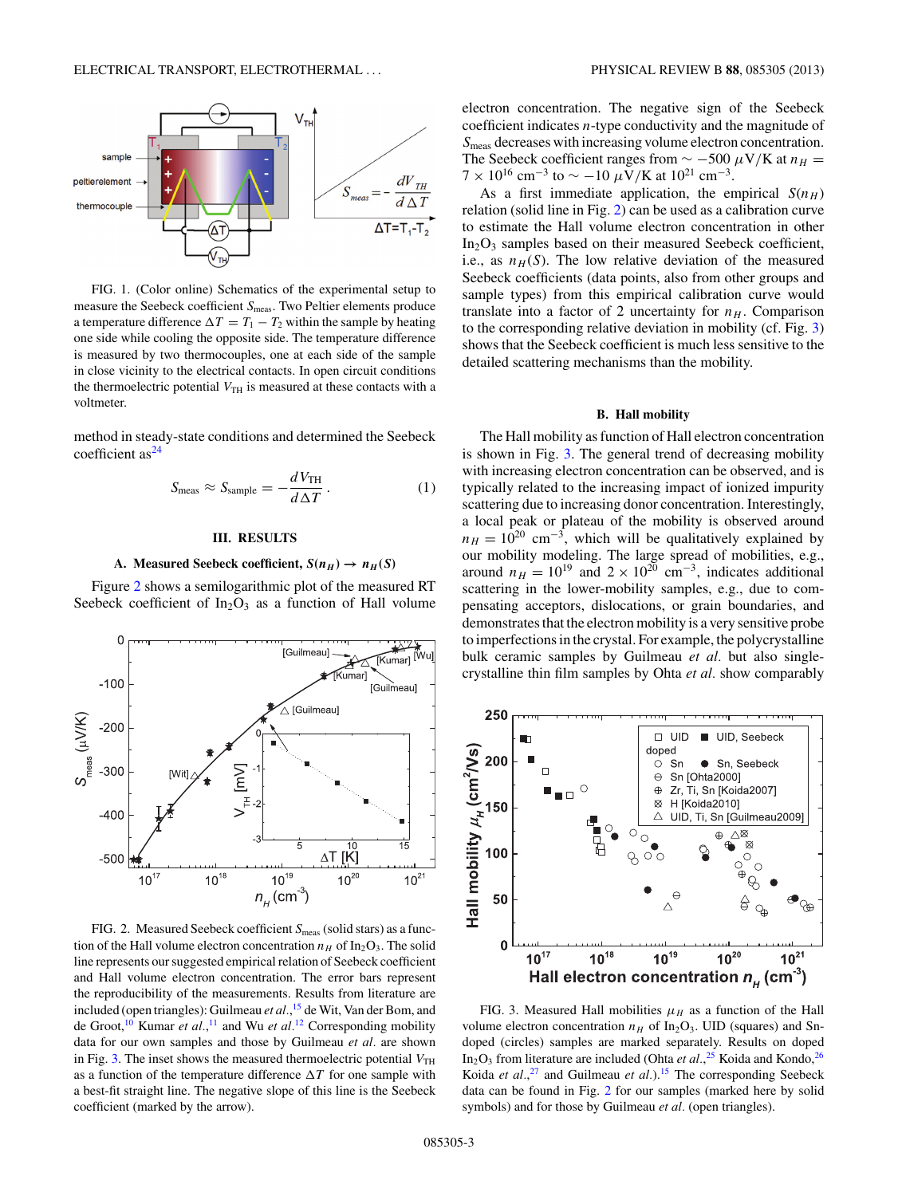FIG. 1. (Color online) Schematics of the experimental setup to measure the Seebeck coefficient $S_{meas}$. Two Peltier elements produce a temperature difference $\Delta T = T_1 - T_2$ within the sample by heating one side while cooling the opposite side. The temperature difference is measured by two thermocouples, one at each side of the sample in close vicinity to the electrical contacts. In open circuit conditions the thermoelectric potential $V_{TH}$ is measured at these contacts with a voltmeter.

method in steady-state conditions and determined the Seebeck coefficient as[24]

$$S_{meas} \approx S_{sample} = -\frac{dV_{TH}}{d\Delta T}. \quad (1)$$

## III. RESULTS

### A. Measured Seebeck coefficient, $S(n_H) \rightarrow n_H(S)$

Figure 2 shows a semilogarithmic plot of the measured RT Seebeck coefficient of $In_2O_3$ as a function of Hall volume electron concentration. The negative sign of the Seebeck coefficient indicates $n$-type conductivity and the magnitude of $S_{meas}$ decreases with increasing volume electron concentration. The Seebeck coefficient ranges from $\sim -500\ \mu$V/K at $n_H = 7 \times 10^{16}$ cm$^{-3}$ to $\sim -10\ \mu$V/K at $10^{21}$ cm$^{-3}$.

As a first immediate application, the empirical $S(n_H)$ relation (solid line in Fig. 2) can be used as a calibration curve to estimate the Hall volume electron concentration in other $In_2O_3$ samples based on their measured Seebeck coefficient, i.e., as $n_H(S)$. The low relative deviation of the measured Seebeck coefficients (data points, also from other groups and sample types) from this empirical calibration curve would translate into a factor of 2 uncertainty for $n_H$. Comparison to the corresponding relative deviation in mobility (cf. Fig. 3) shows that the Seebeck coefficient is much less sensitive to the detailed scattering mechanisms than the mobility.

FIG. 2. Measured Seebeck coefficient $S_{meas}$ (solid stars) as a function of the Hall volume electron concentration $n_H$ of $In_2O_3$. The solid line represents our suggested empirical relation of Seebeck coefficient and Hall volume electron concentration. The error bars represent the reproducibility of the measurements. Results from literature are included (open triangles): Guilmeau *et al.*,[15] de Wit, Van der Bom, and de Groot,[10] Kumar *et al.*,[11] and Wu *et al.*[12] Corresponding mobility data for our own samples and those by Guilmeau *et al.* are shown in Fig. 3. The inset shows the measured thermoelectric potential $V_{TH}$ as a function of the temperature difference $\Delta T$ for one sample with a best-fit straight line. The negative slope of this line is the Seebeck coefficient (marked by the arrow).

### B. Hall mobility

The Hall mobility as function of Hall electron concentration is shown in Fig. 3. The general trend of decreasing mobility with increasing electron concentration can be observed, and is typically related to the increasing impact of ionized impurity scattering due to increasing donor concentration. Interestingly, a local peak or plateau of the mobility is observed around $n_H = 10^{20}$ cm$^{-3}$, which will be qualitatively explained by our mobility modeling. The large spread of mobilities, e.g., around $n_H = 10^{19}$ and $2 \times 10^{20}$ cm$^{-3}$, indicates additional scattering in the lower-mobility samples, e.g., due to compensating acceptors, dislocations, or grain boundaries, and demonstrates that the electron mobility is a very sensitive probe to imperfections in the crystal. For example, the polycrystalline bulk ceramic samples by Guilmeau *et al.* but also single-crystalline thin film samples by Ohta *et al.* show comparably

FIG. 3. Measured Hall mobilities $\mu_H$ as a function of the Hall volume electron concentration $n_H$ of $In_2O_3$. UID (squares) and Sn-doped (circles) samples are marked separately. Results on doped $In_2O_3$ from literature are included (Ohta *et al.*,[25] Koida and Kondo,[26] Koida *et al.*,[27] and Guilmeau *et al.*).[15] The corresponding Seebeck data can be found in Fig. 2 for our samples (marked here by solid symbols) and for those by Guilmeau *et al.* (open triangles).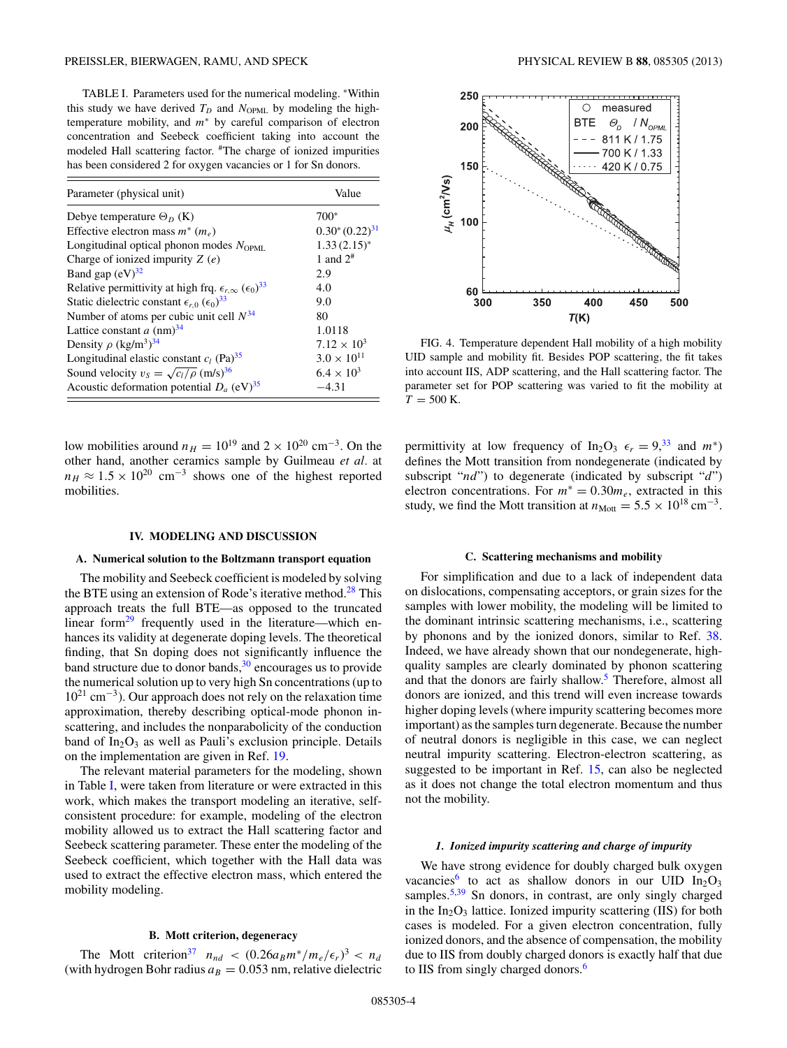TABLE I. Parameters used for the numerical modeling. *Within this study we have derived $T_D$ and $N_{\text{OPML}}$ by modeling the high-temperature mobility, and $m^*$ by careful comparison of electron concentration and Seebeck coefficient taking into account the modeled Hall scattering factor. #The charge of ionized impurities has been considered 2 for oxygen vacancies or 1 for Sn donors.

| Parameter (physical unit) | Value |
|---|---|
| Debye temperature $\Theta_D$ (K) | 700* |
| Effective electron mass $m^*$ ($m_e$) | 0.30* (0.22)[31] |
| Longitudinal optical phonon modes $N_{\text{OPML}}$ | 1.33 (2.15)* |
| Charge of ionized impurity $Z$ ($e$) | 1 and 2# |
| Band gap (eV)[32] | 2.9 |
| Relative permittivity at high frq. $\epsilon_{r,\infty}$ ($\epsilon_0$)[33] | 4.0 |
| Static dielectric constant $\epsilon_{r,0}$ ($\epsilon_0$)[33] | 9.0 |
| Number of atoms per cubic unit cell $N$[34] | 80 |
| Lattice constant $a$ (nm)[34] | 1.0118 |
| Density $\rho$ (kg/m$^3$)[34] | $7.12 \times 10^3$ |
| Longitudinal elastic constant $c_l$ (Pa)[35] | $3.0 \times 10^{11}$ |
| Sound velocity $v_S = \sqrt{c_l/\rho}$ (m/s)[36] | $6.4 \times 10^3$ |
| Acoustic deformation potential $D_a$ (eV)[35] | −4.31 |

low mobilities around $n_H = 10^{19}$ and $2 \times 10^{20}$ cm$^{-3}$. On the other hand, another ceramics sample by Guilmeau *et al.* at $n_H \approx 1.5 \times 10^{20}$ cm$^{-3}$ shows one of the highest reported mobilities.

## IV. MODELING AND DISCUSSION

### A. Numerical solution to the Boltzmann transport equation

The mobility and Seebeck coefficient is modeled by solving the BTE using an extension of Rode's iterative method.[28] This approach treats the full BTE—as opposed to the truncated linear form[29] frequently used in the literature—which enhances its validity at degenerate doping levels. The theoretical finding, that Sn doping does not significantly influence the band structure due to donor bands,[30] encourages us to provide the numerical solution up to very high Sn concentrations (up to $10^{21}$ cm$^{-3}$). Our approach does not rely on the relaxation time approximation, thereby describing optical-mode phonon in-scattering, and includes the nonparabolicity of the conduction band of $In_2O_3$ as well as Pauli's exclusion principle. Details on the implementation are given in Ref. 19.

The relevant material parameters for the modeling, shown in Table I, were taken from literature or were extracted in this work, which makes the transport modeling an iterative, self-consistent procedure: for example, modeling of the electron mobility allowed us to extract the Hall scattering factor and Seebeck scattering parameter. These enter the modeling of the Seebeck coefficient, which together with the Hall data was used to extract the effective electron mass, which entered the mobility modeling.

### B. Mott criterion, degeneracy

The Mott criterion[37] $n_{nd} < (0.26 a_B m^*/m_e/\epsilon_r)^3 < n_d$ (with hydrogen Bohr radius $a_B = 0.053$ nm, relative dielectric permittivity at low frequency of $In_2O_3$ $\epsilon_r = 9$,[33] and $m^*$) defines the Mott transition from nondegenerate (indicated by subscript "$nd$") to degenerate (indicated by subscript "$d$") electron concentrations. For $m^* = 0.30 m_e$, extracted in this study, we find the Mott transition at $n_{\text{Mott}} = 5.5 \times 10^{18}$ cm$^{-3}$.

FIG. 4. Temperature dependent Hall mobility of a high mobility UID sample and mobility fit. Besides POP scattering, the fit takes into account IIS, ADP scattering, and the Hall scattering factor. The parameter set for POP scattering was varied to fit the mobility at $T = 500$ K.

### C. Scattering mechanisms and mobility

For simplification and due to a lack of independent data on dislocations, compensating acceptors, or grain sizes for the samples with lower mobility, the modeling will be limited to the dominant intrinsic scattering mechanisms, i.e., scattering by phonons and by the ionized donors, similar to Ref. 38. Indeed, we have already shown that our nondegenerate, high-quality samples are clearly dominated by phonon scattering and that the donors are fairly shallow.[5] Therefore, almost all donors are ionized, and this trend will even increase towards higher doping levels (where impurity scattering becomes more important) as the samples turn degenerate. Because the number of neutral donors is negligible in this case, we can neglect neutral impurity scattering. Electron-electron scattering, as suggested to be important in Ref. 15, can also be neglected as it does not change the total electron momentum and thus not the mobility.

#### 1. Ionized impurity scattering and charge of impurity

We have strong evidence for doubly charged bulk oxygen vacancies[6] to act as shallow donors in our UID $In_2O_3$ samples.[5,39] Sn donors, in contrast, are only singly charged in the $In_2O_3$ lattice. Ionized impurity scattering (IIS) for both cases is modeled. For a given electron concentration, fully ionized donors, and the absence of compensation, the mobility due to IIS from doubly charged donors is exactly half that due to IIS from singly charged donors.[6]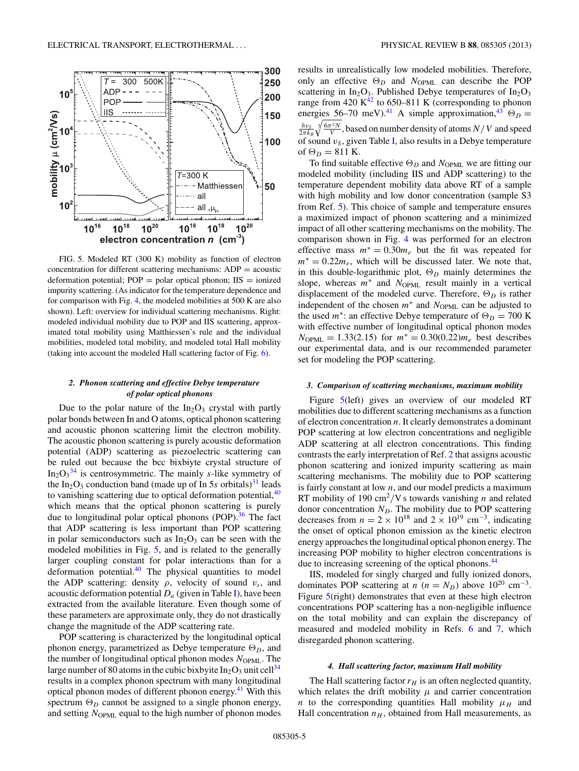FIG. 5. Modeled RT (300 K) mobility as function of electron concentration for different scattering mechanisms: ADP = acoustic deformation potential; POP = polar optical phonon; IIS = ionized impurity scattering. (As indicator for the temperature dependence and for comparison with Fig. 4, the modeled mobilities at 500 K are also shown). Left: overview for individual scattering mechanisms. Right: modeled individual mobility due to POP and IIS scattering, approximated total mobility using Matthiessen's rule and the individual mobilities, modeled total mobility, and modeled total Hall mobility (taking into account the modeled Hall scattering factor of Fig. 6).

### 2. Phonon scattering and effective Debye temperature of polar optical phonons

Due to the polar nature of the $In_2O_3$ crystal with partly polar bonds between In and O atoms, optical phonon scattering and acoustic phonon scattering limit the electron mobility. The acoustic phonon scattering is purely acoustic deformation potential (ADP) scattering as piezoelectric scattering can be ruled out because the bcc bixbyite crystal structure of $In_2O_3$[34] is centrosymmetric. The mainly $s$-like symmetry of the $In_2O_3$ conduction band (made up of In 5$s$ orbitals)[31] leads to vanishing scattering due to optical deformation potential,[40] which means that the optical phonon scattering is purely due to longitudinal polar optical phonons (POP).[36] The fact that ADP scattering is less important than POP scattering in polar semiconductors such as $In_2O_3$ can be seen with the modeled mobilities in Fig. 5, and is related to the generally larger coupling constant for polar interactions than for a deformation potential.[40] The physical quantities to model the ADP scattering: density $\rho$, velocity of sound $v_s$, and acoustic deformation potential $D_a$ (given in Table I), have been extracted from the available literature. Even though some of these parameters are approximate only, they do not drastically change the magnitude of the ADP scattering rate.

POP scattering is characterized by the longitudinal optical phonon energy, parametrized as Debye temperature $\Theta_D$, and the number of longitudinal optical phonon modes $N_{\mathrm{OPML}}$. The large number of 80 atoms in the cubic bixbyite $In_2O_3$ unit cell[34] results in a complex phonon spectrum with many longitudinal optical phonon modes of different phonon energy.[41] With this spectrum $\Theta_D$ cannot be assigned to a single phonon energy, and setting $N_{\mathrm{OPML}}$ equal to the high number of phonon modes results in unrealistically low modeled mobilities. Therefore, only an effective $\Theta_D$ and $N_{\mathrm{OPML}}$ can describe the POP scattering in $In_2O_3$. Published Debye temperatures of $In_2O_3$ range from 420 K[42] to 650–811 K (corresponding to phonon energies 56–70 meV).[41] A simple approximation,[43] $\Theta_D = \frac{h v_S}{2\pi k_B}\sqrt[3]{\frac{6\pi^2 N}{V}}$, based on number density of atoms $N/V$ and speed of sound $v_S$, given Table I, also results in a Debye temperature of $\Theta_D = 811$ K.

To find suitable effective $\Theta_D$ and $N_{\mathrm{OPML}}$ we are fitting our modeled mobility (including IIS and ADP scattering) to the temperature dependent mobility data above RT of a sample with high mobility and low donor concentration (sample S3 from Ref. 5). This choice of sample and temperature ensures a maximized impact of phonon scattering and a minimized impact of all other scattering mechanisms on the mobility. The comparison shown in Fig. 4 was performed for an electron effective mass $m^* = 0.30 m_e$ but the fit was repeated for $m^* = 0.22 m_e$, which will be discussed later. We note that, in this double-logarithmic plot, $\Theta_D$ mainly determines the slope, whereas $m^*$ and $N_{\mathrm{OPML}}$ result mainly in a vertical displacement of the modeled curve. Therefore, $\Theta_D$ is rather independent of the chosen $m^*$ and $N_{\mathrm{OPML}}$ can be adjusted to the used $m^*$: an effective Debye temperature of $\Theta_D = 700$ K with effective number of longitudinal optical phonon modes $N_{\mathrm{OPML}} = 1.33(2.15)$ for $m^* = 0.30(0.22) m_e$ best describes our experimental data, and is our recommended parameter set for modeling the POP scattering.

### 3. Comparison of scattering mechanisms, maximum mobility

Figure 5(left) gives an overview of our modeled RT mobilities due to different scattering mechanisms as a function of electron concentration $n$. It clearly demonstrates a dominant POP scattering at low electron concentrations and negligible ADP scattering at all electron concentrations. This finding contrasts the early interpretation of Ref. 2 that assigns acoustic phonon scattering and ionized impurity scattering as main scattering mechanisms. The mobility due to POP scattering is fairly constant at low $n$, and our model predicts a maximum RT mobility of 190 $\mathrm{cm^2/V\,s}$ towards vanishing $n$ and related donor concentration $N_D$. The mobility due to POP scattering decreases from $n = 2 \times 10^{18}$ and $2 \times 10^{19}$ $\mathrm{cm^{-3}}$, indicating the onset of optical phonon emission as the kinetic electron energy approaches the longitudinal optical phonon energy. The increasing POP mobility to higher electron concentrations is due to increasing screening of the optical phonons.[44]

IIS, modeled for singly charged and fully ionized donors, dominates POP scattering at $n$ ($n = N_D$) above $10^{20}$ $\mathrm{cm^{-3}}$. Figure 5(right) demonstrates that even at these high electron concentrations POP scattering has a non-negligible influence on the total mobility and can explain the discrepancy of measured and modeled mobility in Refs. 6 and 7, which disregarded phonon scattering.

### 4. Hall scattering factor, maximum Hall mobility

The Hall scattering factor $r_H$ is an often neglected quantity, which relates the drift mobility $\mu$ and carrier concentration $n$ to the corresponding quantities Hall mobility $\mu_H$ and Hall concentration $n_H$, obtained from Hall measurements, as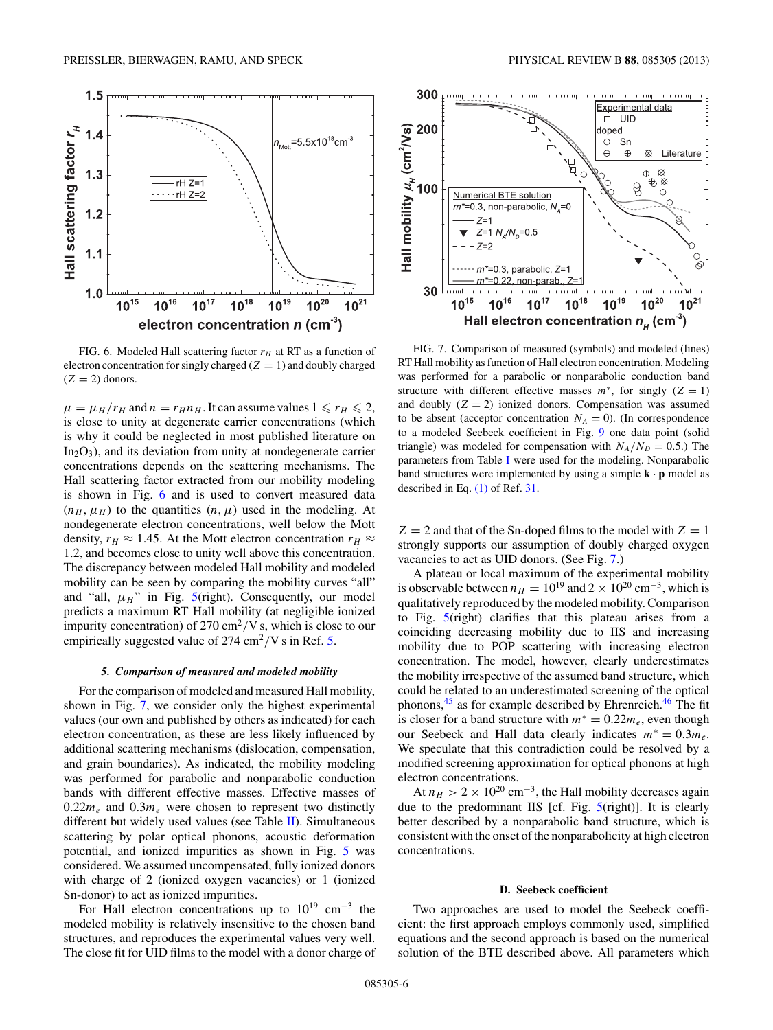FIG. 6. Modeled Hall scattering factor $r_H$ at RT as a function of electron concentration for singly charged ($Z = 1$) and doubly charged ($Z = 2$) donors.

$\mu = \mu_H/r_H$ and $n = r_H n_H$. It can assume values $1 \leqslant r_H \leqslant 2$, is close to unity at degenerate carrier concentrations (which is why it could be neglected in most published literature on $In_2O_3$), and its deviation from unity at nondegenerate carrier concentrations depends on the scattering mechanisms. The Hall scattering factor extracted from our mobility modeling is shown in Fig. 6 and is used to convert measured data ($n_H, \mu_H$) to the quantities ($n, \mu$) used in the modeling. At nondegenerate electron concentrations, well below the Mott density, $r_H \approx 1.45$. At the Mott electron concentration $r_H \approx 1.2$, and becomes close to unity well above this concentration. The discrepancy between modeled Hall mobility and modeled mobility can be seen by comparing the mobility curves "all" and "all, $\mu_H$" in Fig. 5(right). Consequently, our model predicts a maximum RT Hall mobility (at negligible ionized impurity concentration) of 270 $cm^2/V\,s$, which is close to our empirically suggested value of 274 $cm^2/V\,s$ in Ref. 5.

#### 5. Comparison of measured and modeled mobility

For the comparison of modeled and measured Hall mobility, shown in Fig. 7, we consider only the highest experimental values (our own and published by others as indicated) for each electron concentration, as these are less likely influenced by additional scattering mechanisms (dislocation, compensation, and grain boundaries). As indicated, the mobility modeling was performed for parabolic and nonparabolic conduction bands with different effective masses. Effective masses of $0.22m_e$ and $0.3m_e$ were chosen to represent two distinctly different but widely used values (see Table II). Simultaneous scattering by polar optical phonons, acoustic deformation potential, and ionized impurities as shown in Fig. 5 was considered. We assumed uncompensated, fully ionized donors with charge of 2 (ionized oxygen vacancies) or 1 (ionized Sn-donor) to act as ionized impurities.

For Hall electron concentrations up to $10^{19}$ $cm^{-3}$ the modeled mobility is relatively insensitive to the chosen band structures, and reproduces the experimental values very well. The close fit for UID films to the model with a donor charge of $Z = 2$ and that of the Sn-doped films to the model with $Z = 1$ strongly supports our assumption of doubly charged oxygen vacancies to act as UID donors. (See Fig. 7.)

FIG. 7. Comparison of measured (symbols) and modeled (lines) RT Hall mobility as function of Hall electron concentration. Modeling was performed for a parabolic or nonparabolic conduction band structure with different effective masses $m^*$, for singly ($Z = 1$) and doubly ($Z = 2$) ionized donors. Compensation was assumed to be absent (acceptor concentration $N_A = 0$). (In correspondence to a modeled Seebeck coefficient in Fig. 9 one data point (solid triangle) was modeled for compensation with $N_A/N_D = 0.5$.) The parameters from Table I were used for the modeling. Nonparabolic band structures were implemented by using a simple $\mathbf{k} \cdot \mathbf{p}$ model as described in Eq. (1) of Ref. 31.

A plateau or local maximum of the experimental mobility is observable between $n_H = 10^{19}$ and $2 \times 10^{20}$ $cm^{-3}$, which is qualitatively reproduced by the modeled mobility. Comparison to Fig. 5(right) clarifies that this plateau arises from a coinciding decreasing mobility due to IIS and increasing mobility due to POP scattering with increasing electron concentration. The model, however, clearly underestimates the mobility irrespective of the assumed band structure, which could be related to an underestimated screening of the optical phonons,[45] as for example described by Ehrenreich.[46] The fit is closer for a band structure with $m^* = 0.22m_e$, even though our Seebeck and Hall data clearly indicates $m^* = 0.3m_e$. We speculate that this contradiction could be resolved by a modified screening approximation for optical phonons at high electron concentrations.

At $n_H > 2 \times 10^{20}$ $cm^{-3}$, the Hall mobility decreases again due to the predominant IIS [cf. Fig. 5(right)]. It is clearly better described by a nonparabolic band structure, which is consistent with the onset of the nonparabolicity at high electron concentrations.

### D. Seebeck coefficient

Two approaches are used to model the Seebeck coefficient: the first approach employs commonly used, simplified equations and the second approach is based on the numerical solution of the BTE described above. All parameters which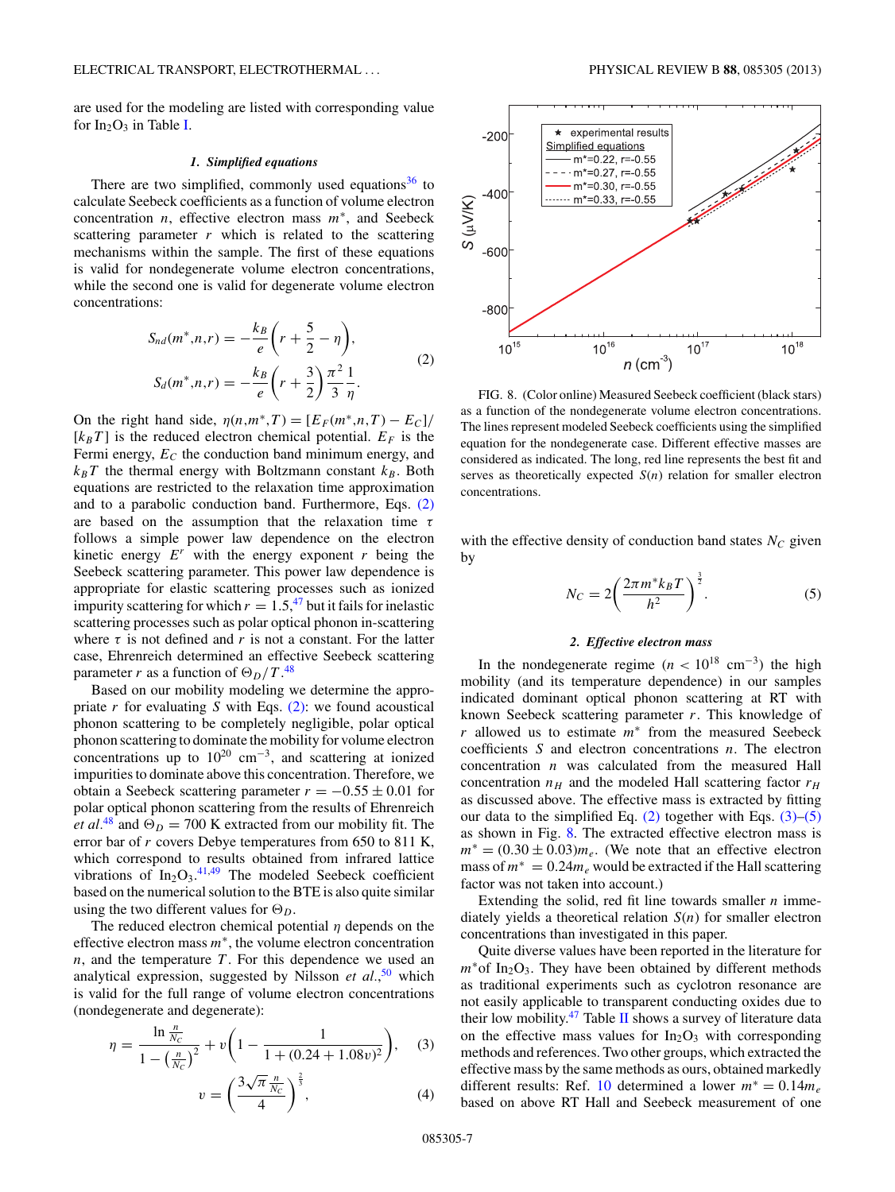are used for the modeling are listed with corresponding value for $In_2O_3$ in Table I.

#### 1. Simplified equations

There are two simplified, commonly used equations[36] to calculate Seebeck coefficients as a function of volume electron concentration $n$, effective electron mass $m^*$, and Seebeck scattering parameter $r$ which is related to the scattering mechanisms within the sample. The first of these equations is valid for nondegenerate volume electron concentrations, while the second one is valid for degenerate volume electron concentrations:

$$S_{nd}(m^*,n,r) = -\frac{k_B}{e}\left(r + \frac{5}{2} - \eta\right),$$
$$S_d(m^*,n,r) = -\frac{k_B}{e}\left(r + \frac{3}{2}\right)\frac{\pi^2}{3}\frac{1}{\eta}. \tag{2}$$

On the right hand side, $\eta(n,m^*,T) = [E_F(m^*,n,T) - E_C]/[k_BT]$ is the reduced electron chemical potential. $E_F$ is the Fermi energy, $E_C$ the conduction band minimum energy, and $k_BT$ the thermal energy with Boltzmann constant $k_B$. Both equations are restricted to the relaxation time approximation and to a parabolic conduction band. Furthermore, Eqs. (2) are based on the assumption that the relaxation time $\tau$ follows a simple power law dependence on the electron kinetic energy $E^r$ with the energy exponent $r$ being the Seebeck scattering parameter. This power law dependence is appropriate for elastic scattering processes such as ionized impurity scattering for which $r = 1.5$,[47] but it fails for inelastic scattering processes such as polar optical phonon in-scattering where $\tau$ is not defined and $r$ is not a constant. For the latter case, Ehrenreich determined an effective Seebeck scattering parameter $r$ as a function of $\Theta_D/T$.[48]

Based on our mobility modeling we determine the appropriate $r$ for evaluating $S$ with Eqs. (2): we found acoustical phonon scattering to be completely negligible, polar optical phonon scattering to dominate the mobility for volume electron concentrations up to $10^{20}$ $cm^{-3}$, and scattering at ionized impurities to dominate above this concentration. Therefore, we obtain a Seebeck scattering parameter $r = -0.55 \pm 0.01$ for polar optical phonon scattering from the results of Ehrenreich *et al.*[48] and $\Theta_D = 700$ K extracted from our mobility fit. The error bar of $r$ covers Debye temperatures from 650 to 811 K, which correspond to results obtained from infrared lattice vibrations of $In_2O_3$.[41,49] The modeled Seebeck coefficient based on the numerical solution to the BTE is also quite similar using the two different values for $\Theta_D$.

The reduced electron chemical potential $\eta$ depends on the effective electron mass $m^*$, the volume electron concentration $n$, and the temperature $T$. For this dependence we used an analytical expression, suggested by Nilsson *et al.*,[50] which is valid for the full range of volume electron concentrations (nondegenerate and degenerate):

$$\eta = \frac{\ln\frac{n}{N_C}}{1 - \left(\frac{n}{N_C}\right)^2} + \upsilon\left(1 - \frac{1}{1 + (0.24 + 1.08\upsilon)^2}\right), \tag{3}$$

$$\upsilon = \left(\frac{3\sqrt{\pi}\,\frac{n}{N_C}}{4}\right)^{\frac{2}{3}}, \tag{4}$$

with the effective density of conduction band states $N_C$ given by

$$N_C = 2\left(\frac{2\pi m^* k_B T}{h^2}\right)^{\frac{3}{2}}. \tag{5}$$

FIG. 8. (Color online) Measured Seebeck coefficient (black stars) as a function of the nondegenerate volume electron concentrations. The lines represent modeled Seebeck coefficients using the simplified equation for the nondegenerate case. Different effective masses are considered as indicated. The long, red line represents the best fit and serves as theoretically expected $S(n)$ relation for smaller electron concentrations.

#### 2. Effective electron mass

In the nondegenerate regime ($n < 10^{18}$ $cm^{-3}$) the high mobility (and its temperature dependence) in our samples indicated dominant optical phonon scattering at RT with known Seebeck scattering parameter $r$. This knowledge of $r$ allowed us to estimate $m^*$ from the measured Seebeck coefficients $S$ and electron concentrations $n$. The electron concentration $n$ was calculated from the measured Hall concentration $n_H$ and the modeled Hall scattering factor $r_H$ as discussed above. The effective mass is extracted by fitting our data to the simplified Eq. (2) together with Eqs. (3)–(5) as shown in Fig. 8. The extracted effective electron mass is $m^* = (0.30 \pm 0.03)m_e$. (We note that an effective electron mass of $m^* = 0.24m_e$ would be extracted if the Hall scattering factor was not taken into account.)

Extending the solid, red fit line towards smaller $n$ immediately yields a theoretical relation $S(n)$ for smaller electron concentrations than investigated in this paper.

Quite diverse values have been reported in the literature for $m^*$of $In_2O_3$. They have been obtained by different methods as traditional experiments such as cyclotron resonance are not easily applicable to transparent conducting oxides due to their low mobility.[47] Table II shows a survey of literature data on the effective mass values for $In_2O_3$ with corresponding methods and references. Two other groups, which extracted the effective mass by the same methods as ours, obtained markedly different results: Ref. 10 determined a lower $m^* = 0.14m_e$ based on above RT Hall and Seebeck measurement of one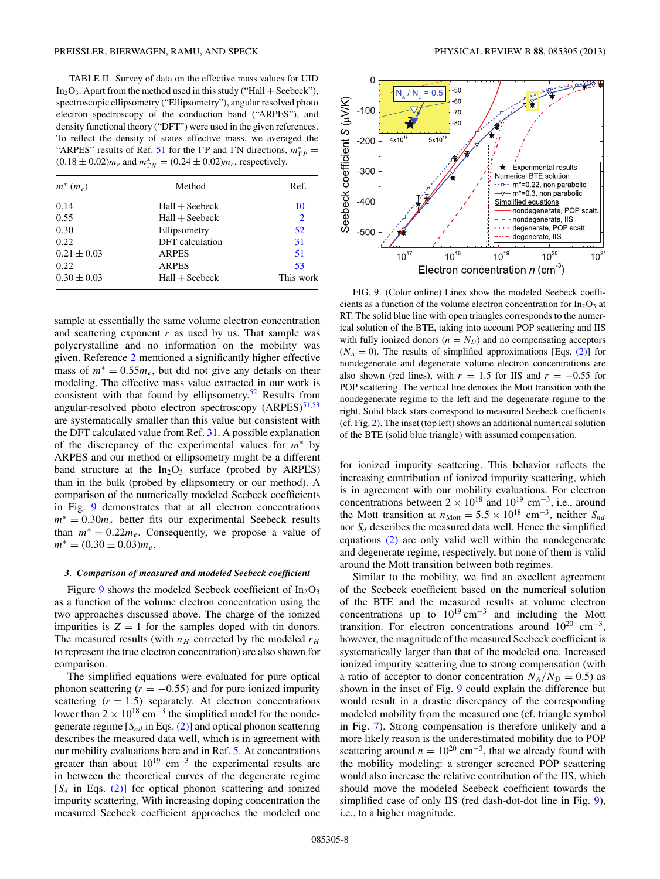TABLE II. Survey of data on the effective mass values for UID $In_2O_3$. Apart from the method used in this study ("Hall + Seebeck"), spectroscopic ellipsometry ("Ellipsometry"), angular resolved photo electron spectroscopy of the conduction band ("ARPES"), and density functional theory ("DFT") were used in the given references. To reflect the density of states effective mass, we averaged the "ARPES" results of Ref. 51 for the ΓP and ΓN directions, $m^*_{\Gamma P} = (0.18 \pm 0.02)m_e$ and $m^*_{\Gamma N} = (0.24 \pm 0.02)m_e$, respectively.

| $m^*$ ($m_e$) | Method | Ref. |
|---|---|---|
| 0.14 | Hall + Seebeck | 10 |
| 0.55 | Hall + Seebeck | 2 |
| 0.30 | Ellipsometry | 52 |
| 0.22 | DFT calculation | 31 |
| $0.21 \pm 0.03$ | ARPES | 51 |
| 0.22 | ARPES | 53 |
| $0.30 \pm 0.03$ | Hall + Seebeck | This work |

sample at essentially the same volume electron concentration and scattering exponent $r$ as used by us. That sample was polycrystalline and no information on the mobility was given. Reference 2 mentioned a significantly higher effective mass of $m^* = 0.55m_e$, but did not give any details on their modeling. The effective mass value extracted in our work is consistent with that found by ellipsometry.[52] Results from angular-resolved photo electron spectroscopy (ARPES)[51,53] are systematically smaller than this value but consistent with the DFT calculated value from Ref. 31. A possible explanation of the discrepancy of the experimental values for $m^*$ by ARPES and our method or ellipsometry might be a different band structure at the $In_2O_3$ surface (probed by ARPES) than in the bulk (probed by ellipsometry or our method). A comparison of the numerically modeled Seebeck coefficients in Fig. 9 demonstrates that at all electron concentrations $m^* = 0.30m_e$ better fits our experimental Seebeck results than $m^* = 0.22m_e$. Consequently, we propose a value of $m^* = (0.30 \pm 0.03)m_e$.

### 3. Comparison of measured and modeled Seebeck coefficient

Figure 9 shows the modeled Seebeck coefficient of $In_2O_3$ as a function of the volume electron concentration using the two approaches discussed above. The charge of the ionized impurities is $Z = 1$ for the samples doped with tin donors. The measured results (with $n_H$ corrected by the modeled $r_H$ to represent the true electron concentration) are also shown for comparison.

The simplified equations were evaluated for pure optical phonon scattering ($r = -0.55$) and for pure ionized impurity scattering ($r = 1.5$) separately. At electron concentrations lower than $2 \times 10^{18}$ cm$^{-3}$ the simplified model for the nondegenerate regime [$S_{nd}$ in Eqs. (2)] and optical phonon scattering describes the measured data well, which is in agreement with our mobility evaluations here and in Ref. 5. At concentrations greater than about $10^{19}$ cm$^{-3}$ the experimental results are in between the theoretical curves of the degenerate regime [$S_d$ in Eqs. (2)] for optical phonon scattering and ionized impurity scattering. With increasing doping concentration the measured Seebeck coefficient approaches the modeled one for ionized impurity scattering. This behavior reflects the increasing contribution of ionized impurity scattering, which is in agreement with our mobility evaluations. For electron concentrations between $2 \times 10^{18}$ and $10^{19}$ cm$^{-3}$, i.e., around the Mott transition at $n_{\text{Mott}} = 5.5 \times 10^{18}$ cm$^{-3}$, neither $S_{nd}$ nor $S_d$ describes the measured data well. Hence the simplified equations (2) are only valid well within the nondegenerate and degenerate regime, respectively, but none of them is valid around the Mott transition between both regimes.

FIG. 9. (Color online) Lines show the modeled Seebeck coefficients as a function of the volume electron concentration for $In_2O_3$ at RT. The solid blue line with open triangles corresponds to the numerical solution of the BTE, taking into account POP scattering and IIS with fully ionized donors ($n = N_D$) and no compensating acceptors ($N_A = 0$). The results of simplified approximations [Eqs. (2)] for nondegenerate and degenerate volume electron concentrations are also shown (red lines), with $r = 1.5$ for IIS and $r = -0.55$ for POP scattering. The vertical line denotes the Mott transition with the nondegenerate regime to the left and the degenerate regime to the right. Solid black stars correspond to measured Seebeck coefficients (cf. Fig. 2). The inset (top left) shows an additional numerical solution of the BTE (solid blue triangle) with assumed compensation.

Similar to the mobility, we find an excellent agreement of the Seebeck coefficient based on the numerical solution of the BTE and the measured results at volume electron concentrations up to $10^{19}$ cm$^{-3}$ and including the Mott transition. For electron concentrations around $10^{20}$ cm$^{-3}$, however, the magnitude of the measured Seebeck coefficient is systematically larger than that of the modeled one. Increased ionized impurity scattering due to strong compensation (with a ratio of acceptor to donor concentration $N_A/N_D = 0.5$) as shown in the inset of Fig. 9 could explain the difference but would result in a drastic discrepancy of the corresponding modeled mobility from the measured one (cf. triangle symbol in Fig. 7). Strong compensation is therefore unlikely and a more likely reason is the underestimated mobility due to POP scattering around $n = 10^{20}$ cm$^{-3}$, that we already found with the mobility modeling: a stronger screened POP scattering would also increase the relative contribution of the IIS, which should move the modeled Seebeck coefficient towards the simplified case of only IIS (red dash-dot-dot line in Fig. 9), i.e., to a higher magnitude.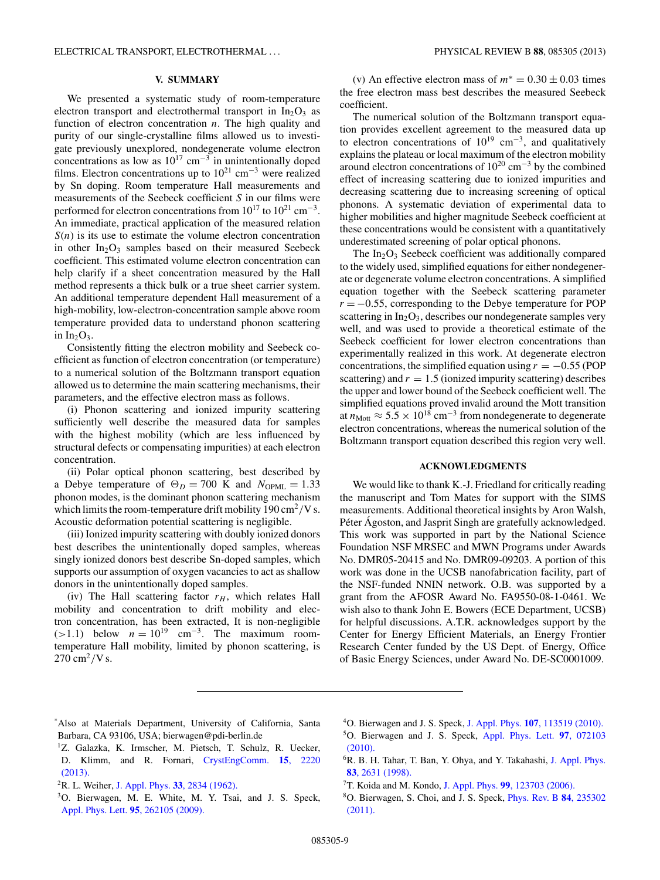## V. SUMMARY

We presented a systematic study of room-temperature electron transport and electrothermal transport in $In_2O_3$ as function of electron concentration $n$. The high quality and purity of our single-crystalline films allowed us to investigate previously unexplored, nondegenerate volume electron concentrations as low as $10^{17}$ cm$^{-3}$ in unintentionally doped films. Electron concentrations up to $10^{21}$ cm$^{-3}$ were realized by Sn doping. Room temperature Hall measurements and measurements of the Seebeck coefficient $S$ in our films were performed for electron concentrations from $10^{17}$ to $10^{21}$ cm$^{-3}$. An immediate, practical application of the measured relation $S(n)$ is its use to estimate the volume electron concentration in other $In_2O_3$ samples based on their measured Seebeck coefficient. This estimated volume electron concentration can help clarify if a sheet concentration measured by the Hall method represents a thick bulk or a true sheet carrier system. An additional temperature dependent Hall measurement of a high-mobility, low-electron-concentration sample above room temperature provided data to understand phonon scattering in $In_2O_3$.

Consistently fitting the electron mobility and Seebeck coefficient as function of electron concentration (or temperature) to a numerical solution of the Boltzmann transport equation allowed us to determine the main scattering mechanisms, their parameters, and the effective electron mass as follows.

(i) Phonon scattering and ionized impurity scattering sufficiently well describe the measured data for samples with the highest mobility (which are less influenced by structural defects or compensating impurities) at each electron concentration.

(ii) Polar optical phonon scattering, best described by a Debye temperature of $\Theta_D = 700$ K and $N_{\mathrm{OPML}} = 1.33$ phonon modes, is the dominant phonon scattering mechanism which limits the room-temperature drift mobility 190 cm$^2$/V s. Acoustic deformation potential scattering is negligible.

(iii) Ionized impurity scattering with doubly ionized donors best describes the unintentionally doped samples, whereas singly ionized donors best describe Sn-doped samples, which supports our assumption of oxygen vacancies to act as shallow donors in the unintentionally doped samples.

(iv) The Hall scattering factor $r_H$, which relates Hall mobility and concentration to drift mobility and electron concentration, has been extracted, It is non-negligible ($>1.1$) below $n = 10^{19}$ cm$^{-3}$. The maximum room-temperature Hall mobility, limited by phonon scattering, is 270 cm$^2$/V s.

(v) An effective electron mass of $m^* = 0.30 \pm 0.03$ times the free electron mass best describes the measured Seebeck coefficient.

The numerical solution of the Boltzmann transport equation provides excellent agreement to the measured data up to electron concentrations of $10^{19}$ cm$^{-3}$, and qualitatively explains the plateau or local maximum of the electron mobility around electron concentrations of $10^{20}$ cm$^{-3}$ by the combined effect of increasing scattering due to ionized impurities and decreasing scattering due to increasing screening of optical phonons. A systematic deviation of experimental data to higher mobilities and higher magnitude Seebeck coefficient at these concentrations would be consistent with a quantitatively underestimated screening of polar optical phonons.

The $In_2O_3$ Seebeck coefficient was additionally compared to the widely used, simplified equations for either nondegenerate or degenerate volume electron concentrations. A simplified equation together with the Seebeck scattering parameter $r = -0.55$, corresponding to the Debye temperature for POP scattering in $In_2O_3$, describes our nondegenerate samples very well, and was used to provide a theoretical estimate of the Seebeck coefficient for lower electron concentrations than experimentally realized in this work. At degenerate electron concentrations, the simplified equation using $r = -0.55$ (POP scattering) and $r = 1.5$ (ionized impurity scattering) describes the upper and lower bound of the Seebeck coefficient well. The simplified equations proved invalid around the Mott transition at $n_{\mathrm{Mott}} \approx 5.5 \times 10^{18}$ cm$^{-3}$ from nondegenerate to degenerate electron concentrations, whereas the numerical solution of the Boltzmann transport equation described this region very well.

## ACKNOWLEDGMENTS

We would like to thank K.-J. Friedland for critically reading the manuscript and Tom Mates for support with the SIMS measurements. Additional theoretical insights by Aron Walsh, Péter Ágoston, and Jasprit Singh are gratefully acknowledged. This work was supported in part by the National Science Foundation NSF MRSEC and MWN Programs under Awards No. DMR05-20415 and No. DMR09-09203. A portion of this work was done in the UCSB nanofabrication facility, part of the NSF-funded NNIN network. O.B. was supported by a grant from the AFOSR Award No. FA9550-08-1-0461. We wish also to thank John E. Bowers (ECE Department, UCSB) for helpful discussions. A.T.R. acknowledges support by the Center for Energy Efficient Materials, an Energy Frontier Research Center funded by the US Dept. of Energy, Office of Basic Energy Sciences, under Award No. DE-SC0001009.

---

[*] Also at Materials Department, University of California, Santa Barbara, CA 93106, USA; bierwagen@pdi-berlin.de

[1] Z. Galazka, K. Irmscher, M. Pietsch, T. Schulz, R. Uecker, D. Klimm, and R. Fornari, CrystEngComm. **15**, 2220 (2013).

[2] R. L. Weiher, J. Appl. Phys. **33**, 2834 (1962).

[3] O. Bierwagen, M. E. White, M. Y. Tsai, and J. S. Speck, Appl. Phys. Lett. **95**, 262105 (2009).

[4] O. Bierwagen and J. S. Speck, J. Appl. Phys. **107**, 113519 (2010).

[5] O. Bierwagen and J. S. Speck, Appl. Phys. Lett. **97**, 072103 (2010).

[6] R. B. H. Tahar, T. Ban, Y. Ohya, and Y. Takahashi, J. Appl. Phys. **83**, 2631 (1998).

[7] T. Koida and M. Kondo, J. Appl. Phys. **99**, 123703 (2006).

[8] O. Bierwagen, S. Choi, and J. S. Speck, Phys. Rev. B **84**, 235302 (2011).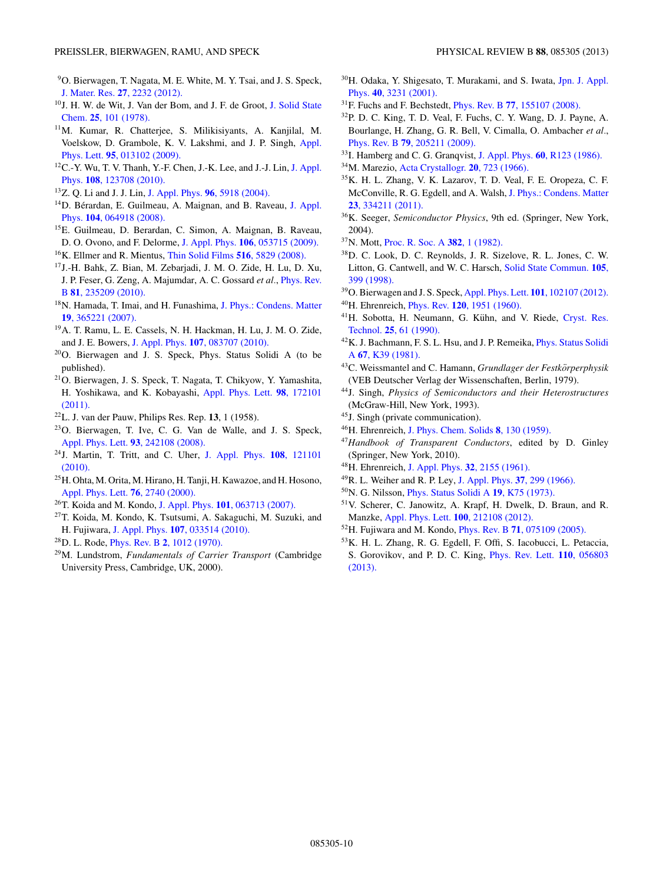[9] O. Bierwagen, T. Nagata, M. E. White, M. Y. Tsai, and J. S. Speck, J. Mater. Res. **27**, 2232 (2012).

[10] J. H. W. de Wit, J. Van der Bom, and J. F. de Groot, J. Solid State Chem. **25**, 101 (1978).

[11] M. Kumar, R. Chatterjee, S. Milikisiyants, A. Kanjilal, M. Voelskow, D. Grambole, K. V. Lakshmi, and J. P. Singh, Appl. Phys. Lett. **95**, 013102 (2009).

[12] C.-Y. Wu, T. V. Thanh, Y.-F. Chen, J.-K. Lee, and J.-J. Lin, J. Appl. Phys. **108**, 123708 (2010).

[13] Z. Q. Li and J. J. Lin, J. Appl. Phys. **96**, 5918 (2004).

[14] D. Bérardan, E. Guilmeau, A. Maignan, and B. Raveau, J. Appl. Phys. **104**, 064918 (2008).

[15] E. Guilmeau, D. Berardan, C. Simon, A. Maignan, B. Raveau, D. O. Ovono, and F. Delorme, J. Appl. Phys. **106**, 053715 (2009).

[16] K. Ellmer and R. Mientus, Thin Solid Films **516**, 5829 (2008).

[17] J.-H. Bahk, Z. Bian, M. Zebarjadi, J. M. O. Zide, H. Lu, D. Xu, J. P. Feser, G. Zeng, A. Majumdar, A. C. Gossard *et al.*, Phys. Rev. B **81**, 235209 (2010).

[18] N. Hamada, T. Imai, and H. Funashima, J. Phys.: Condens. Matter **19**, 365221 (2007).

[19] A. T. Ramu, L. E. Cassels, N. H. Hackman, H. Lu, J. M. O. Zide, and J. E. Bowers, J. Appl. Phys. **107**, 083707 (2010).

[20] O. Bierwagen and J. S. Speck, Phys. Status Solidi A (to be published).

[21] O. Bierwagen, J. S. Speck, T. Nagata, T. Chikyow, Y. Yamashita, H. Yoshikawa, and K. Kobayashi, Appl. Phys. Lett. **98**, 172101 (2011).

[22] L. J. van der Pauw, Philips Res. Rep. **13**, 1 (1958).

[23] O. Bierwagen, T. Ive, C. G. Van de Walle, and J. S. Speck, Appl. Phys. Lett. **93**, 242108 (2008).

[24] J. Martin, T. Tritt, and C. Uher, J. Appl. Phys. **108**, 121101 (2010).

[25] H. Ohta, M. Orita, M. Hirano, H. Tanji, H. Kawazoe, and H. Hosono, Appl. Phys. Lett. **76**, 2740 (2000).

[26] T. Koida and M. Kondo, J. Appl. Phys. **101**, 063713 (2007).

[27] T. Koida, M. Kondo, K. Tsutsumi, A. Sakaguchi, M. Suzuki, and H. Fujiwara, J. Appl. Phys. **107**, 033514 (2010).

[28] D. L. Rode, Phys. Rev. B **2**, 1012 (1970).

[29] M. Lundstrom, *Fundamentals of Carrier Transport* (Cambridge University Press, Cambridge, UK, 2000).

[30] H. Odaka, Y. Shigesato, T. Murakami, and S. Iwata, Jpn. J. Appl. Phys. **40**, 3231 (2001).

[31] F. Fuchs and F. Bechstedt, Phys. Rev. B **77**, 155107 (2008).

[32] P. D. C. King, T. D. Veal, F. Fuchs, C. Y. Wang, D. J. Payne, A. Bourlange, H. Zhang, G. R. Bell, V. Cimalla, O. Ambacher *et al.*, Phys. Rev. B **79**, 205211 (2009).

[33] I. Hamberg and C. G. Granqvist, J. Appl. Phys. **60**, R123 (1986).

[34] M. Marezio, Acta Crystallogr. **20**, 723 (1966).

[35] K. H. L. Zhang, V. K. Lazarov, T. D. Veal, F. E. Oropeza, C. F. McConville, R. G. Egdell, and A. Walsh, J. Phys.: Condens. Matter **23**, 334211 (2011).

[36] K. Seeger, *Semiconductor Physics*, 9th ed. (Springer, New York, 2004).

[37] N. Mott, Proc. R. Soc. A **382**, 1 (1982).

[38] D. C. Look, D. C. Reynolds, J. R. Sizelove, R. L. Jones, C. W. Litton, G. Cantwell, and W. C. Harsch, Solid State Commun. **105**, 399 (1998).

[39] O. Bierwagen and J. S. Speck, Appl. Phys. Lett. **101**, 102107 (2012).

[40] H. Ehrenreich, Phys. Rev. **120**, 1951 (1960).

[41] H. Sobotta, H. Neumann, G. Kühn, and V. Riede, Cryst. Res. Technol. **25**, 61 (1990).

[42] K. J. Bachmann, F. S. L. Hsu, and J. P. Remeika, Phys. Status Solidi A **67**, K39 (1981).

[43] C. Weissmantel and C. Hamann, *Grundlager der Festkörperphysik* (VEB Deutscher Verlag der Wissenschaften, Berlin, 1979).

[44] J. Singh, *Physics of Semiconductors and their Heterostructures* (McGraw-Hill, New York, 1993).

[45] J. Singh (private communication).

[46] H. Ehrenreich, J. Phys. Chem. Solids **8**, 130 (1959).

[47] *Handbook of Transparent Conductors*, edited by D. Ginley (Springer, New York, 2010).

[48] H. Ehrenreich, J. Appl. Phys. **32**, 2155 (1961).

[49] R. L. Weiher and R. P. Ley, J. Appl. Phys. **37**, 299 (1966).

[50] N. G. Nilsson, Phys. Status Solidi A **19**, K75 (1973).

[51] V. Scherer, C. Janowitz, A. Krapf, H. Dwelk, D. Braun, and R. Manzke, Appl. Phys. Lett. **100**, 212108 (2012).

[52] H. Fujiwara and M. Kondo, Phys. Rev. B **71**, 075109 (2005).

[53] K. H. L. Zhang, R. G. Egdell, F. Offi, S. Iacobucci, L. Petaccia, S. Gorovikov, and P. D. C. King, Phys. Rev. Lett. **110**, 056803 (2013).